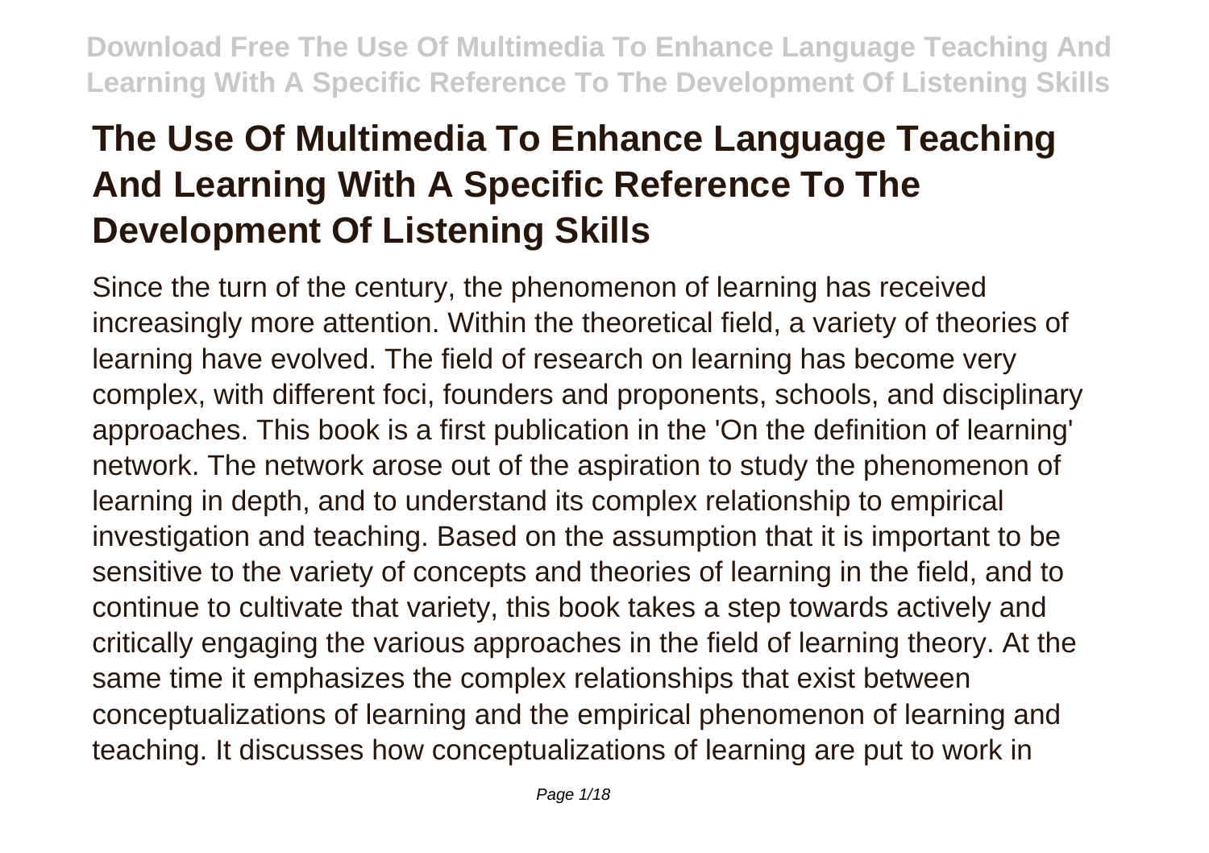# The Use Of Multimedia To Enhance Language Teaching And Learning With A Specific Reference To The Development Of Listening Skills

Since the turn of the century, the phenomenon of learning has received increasingly more attention. Within the theoretical field, a variety of theories of learning have evolved. The field of research on learning has become very complex, with different foci, founders and proponents, schools, and disciplinary approaches. This book is a first publication in the 'On the definition of learning' network. The network arose out of the aspiration to study the phenomenon of learning in depth, and to understand its complex relationship to empirical investigation and teaching. Based on the assumption that it is important to be sensitive to the variety of concepts and theories of learning in the field, and to continue to cultivate that variety, this book takes a step towards actively and critically engaging the various approaches in the field of learning theory. At the same time it emphasizes the complex relationships that exist between conceptualizations of learning and the empirical phenomenon of learning and teaching. It discusses how conceptualizations of learning are put to work in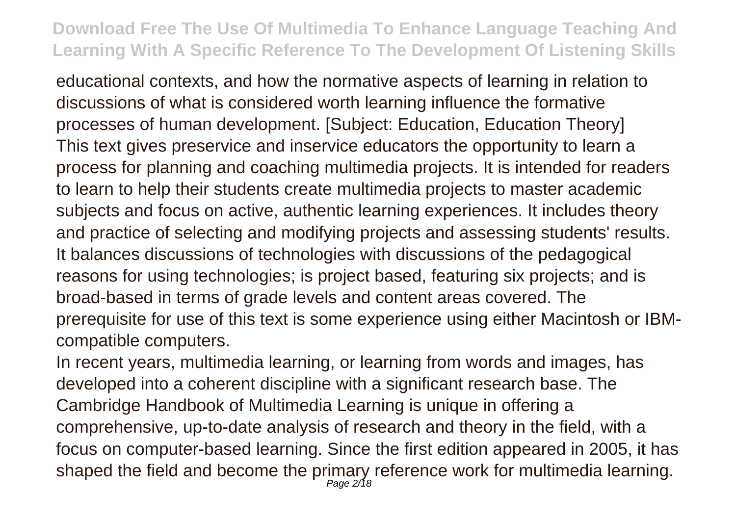educational contexts, and how the normative aspects of learning in relation to discussions of what is considered worth learning influence the formative processes of human development. [Subject: Education, Education Theory]

This text gives preservice and inservice educators the opportunity to learn a process for planning and coaching multimedia projects. It is intended for readers to learn to help their students create multimedia projects to master academic subjects and focus on active, authentic learning experiences. It includes theory and practice of selecting and modifying projects and assessing students' results. It balances discussions of technologies with discussions of the pedagogical reasons for using technologies; is project based, featuring six projects; and is broad-based in terms of grade levels and content areas covered. The prerequisite for use of this text is some experience using either Macintosh or IBM-compatible computers.

In recent years, multimedia learning, or learning from words and images, has developed into a coherent discipline with a significant research base. The Cambridge Handbook of Multimedia Learning is unique in offering a comprehensive, up-to-date analysis of research and theory in the field, with a focus on computer-based learning. Since the first edition appeared in 2005, it has shaped the field and become the primary reference work for multimedia learning.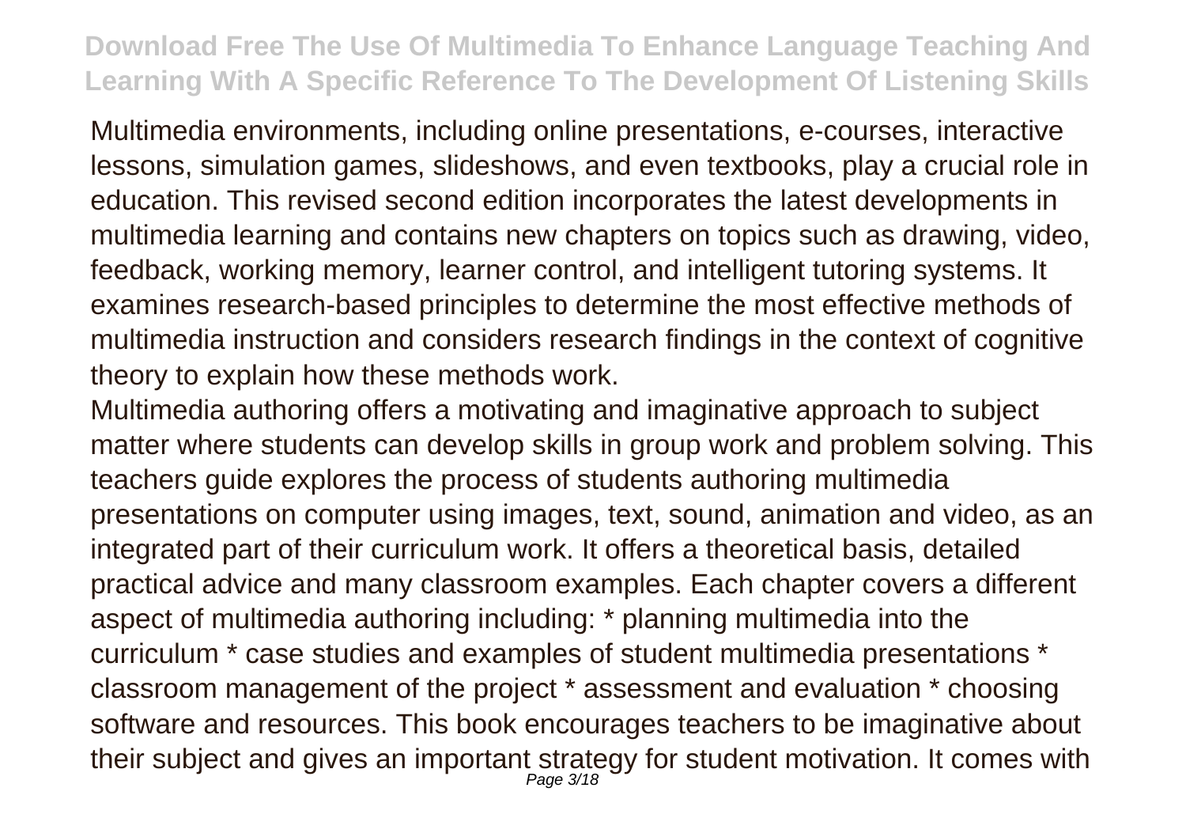Multimedia environments, including online presentations, e-courses, interactive lessons, simulation games, slideshows, and even textbooks, play a crucial role in education. This revised second edition incorporates the latest developments in multimedia learning and contains new chapters on topics such as drawing, video, feedback, working memory, learner control, and intelligent tutoring systems. It examines research-based principles to determine the most effective methods of multimedia instruction and considers research findings in the context of cognitive theory to explain how these methods work.

Multimedia authoring offers a motivating and imaginative approach to subject matter where students can develop skills in group work and problem solving. This teachers guide explores the process of students authoring multimedia presentations on computer using images, text, sound, animation and video, as an integrated part of their curriculum work. It offers a theoretical basis, detailed practical advice and many classroom examples. Each chapter covers a different aspect of multimedia authoring including: * planning multimedia into the curriculum * case studies and examples of student multimedia presentations * classroom management of the project * assessment and evaluation * choosing software and resources. This book encourages teachers to be imaginative about their subject and gives an important strategy for student motivation. It comes with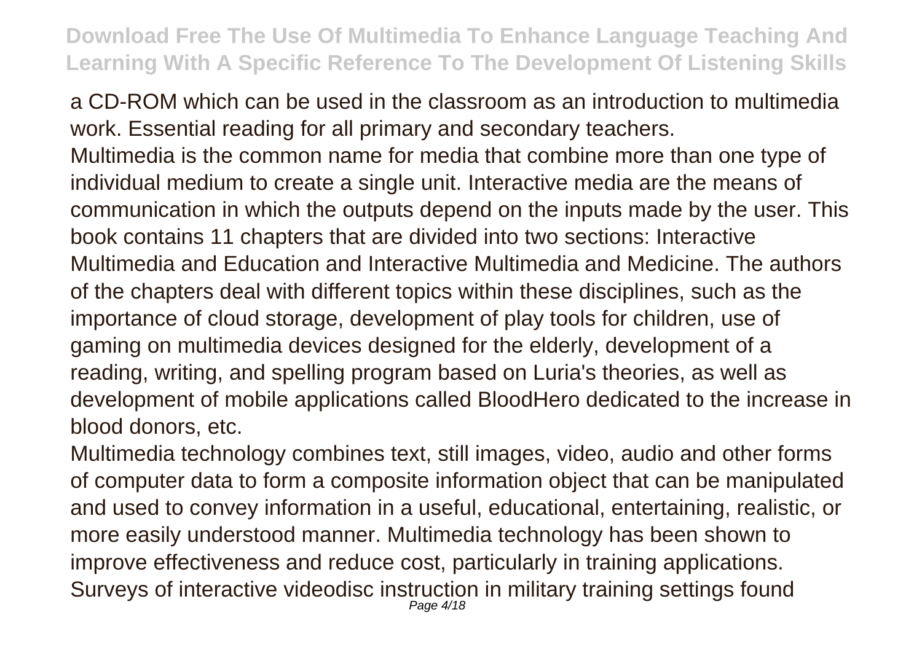a CD-ROM which can be used in the classroom as an introduction to multimedia work. Essential reading for all primary and secondary teachers.

Multimedia is the common name for media that combine more than one type of individual medium to create a single unit. Interactive media are the means of communication in which the outputs depend on the inputs made by the user. This book contains 11 chapters that are divided into two sections: Interactive Multimedia and Education and Interactive Multimedia and Medicine. The authors of the chapters deal with different topics within these disciplines, such as the importance of cloud storage, development of play tools for children, use of gaming on multimedia devices designed for the elderly, development of a reading, writing, and spelling program based on Luria's theories, as well as development of mobile applications called BloodHero dedicated to the increase in blood donors, etc.

Multimedia technology combines text, still images, video, audio and other forms of computer data to form a composite information object that can be manipulated and used to convey information in a useful, educational, entertaining, realistic, or more easily understood manner. Multimedia technology has been shown to improve effectiveness and reduce cost, particularly in training applications. Surveys of interactive videodisc instruction in military training settings found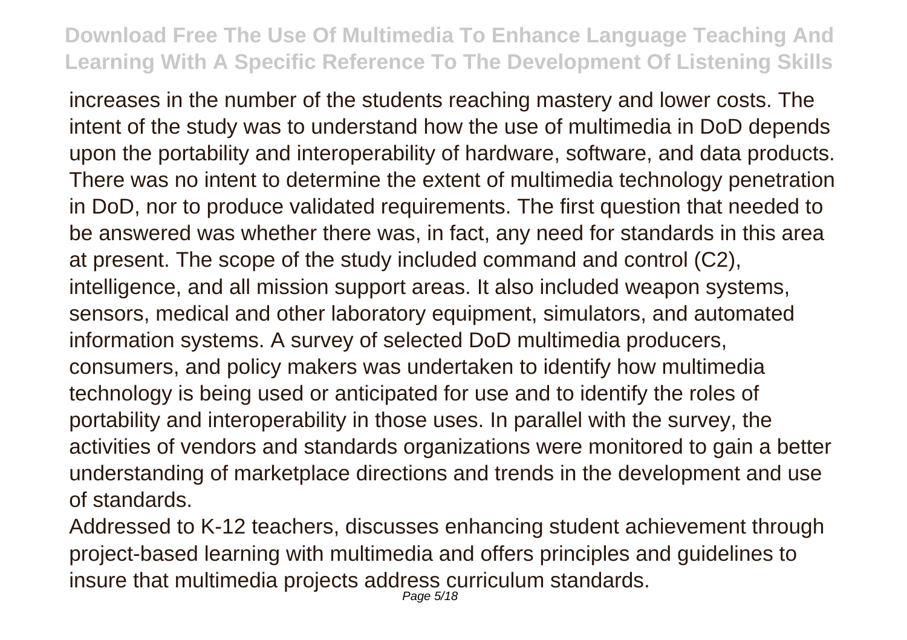increases in the number of the students reaching mastery and lower costs. The intent of the study was to understand how the use of multimedia in DoD depends upon the portability and interoperability of hardware, software, and data products. There was no intent to determine the extent of multimedia technology penetration in DoD, nor to produce validated requirements. The first question that needed to be answered was whether there was, in fact, any need for standards in this area at present. The scope of the study included command and control (C2), intelligence, and all mission support areas. It also included weapon systems, sensors, medical and other laboratory equipment, simulators, and automated information systems. A survey of selected DoD multimedia producers, consumers, and policy makers was undertaken to identify how multimedia technology is being used or anticipated for use and to identify the roles of portability and interoperability in those uses. In parallel with the survey, the activities of vendors and standards organizations were monitored to gain a better understanding of marketplace directions and trends in the development and use of standards.

Addressed to K-12 teachers, discusses enhancing student achievement through project-based learning with multimedia and offers principles and guidelines to insure that multimedia projects address curriculum standards.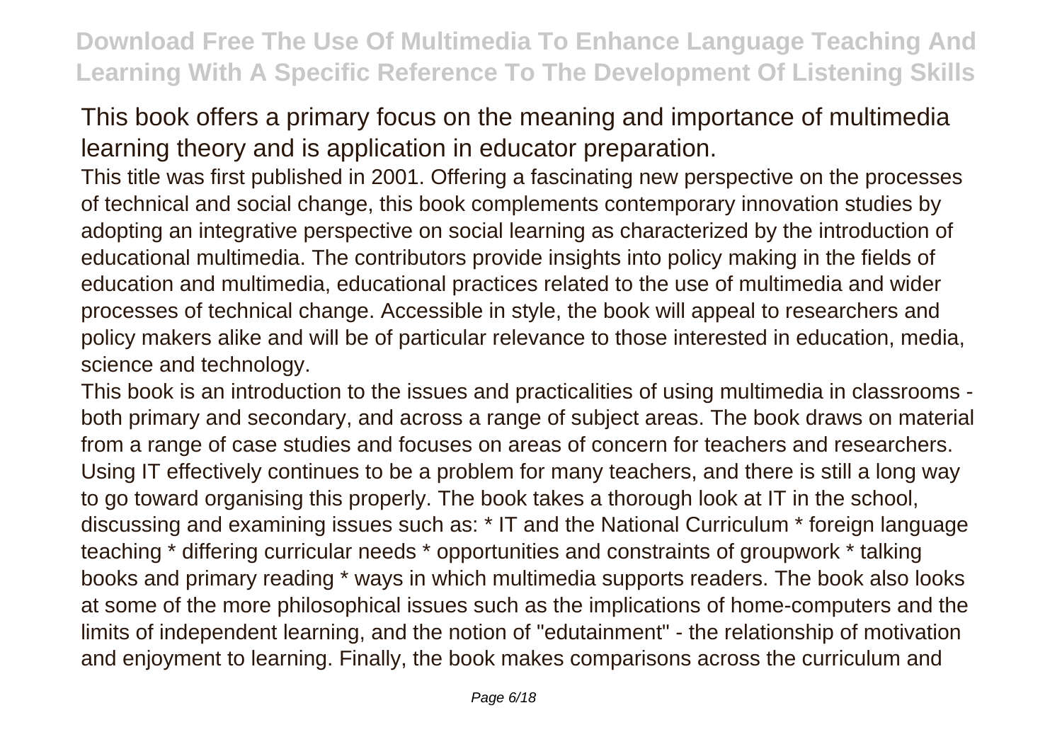This book offers a primary focus on the meaning and importance of multimedia learning theory and is application in educator preparation.

This title was first published in 2001. Offering a fascinating new perspective on the processes of technical and social change, this book complements contemporary innovation studies by adopting an integrative perspective on social learning as characterized by the introduction of educational multimedia. The contributors provide insights into policy making in the fields of education and multimedia, educational practices related to the use of multimedia and wider processes of technical change. Accessible in style, the book will appeal to researchers and policy makers alike and will be of particular relevance to those interested in education, media, science and technology.

This book is an introduction to the issues and practicalities of using multimedia in classrooms - both primary and secondary, and across a range of subject areas. The book draws on material from a range of case studies and focuses on areas of concern for teachers and researchers. Using IT effectively continues to be a problem for many teachers, and there is still a long way to go toward organising this properly. The book takes a thorough look at IT in the school, discussing and examining issues such as: * IT and the National Curriculum * foreign language teaching * differing curricular needs * opportunities and constraints of groupwork * talking books and primary reading * ways in which multimedia supports readers. The book also looks at some of the more philosophical issues such as the implications of home-computers and the limits of independent learning, and the notion of "edutainment" - the relationship of motivation and enjoyment to learning. Finally, the book makes comparisons across the curriculum and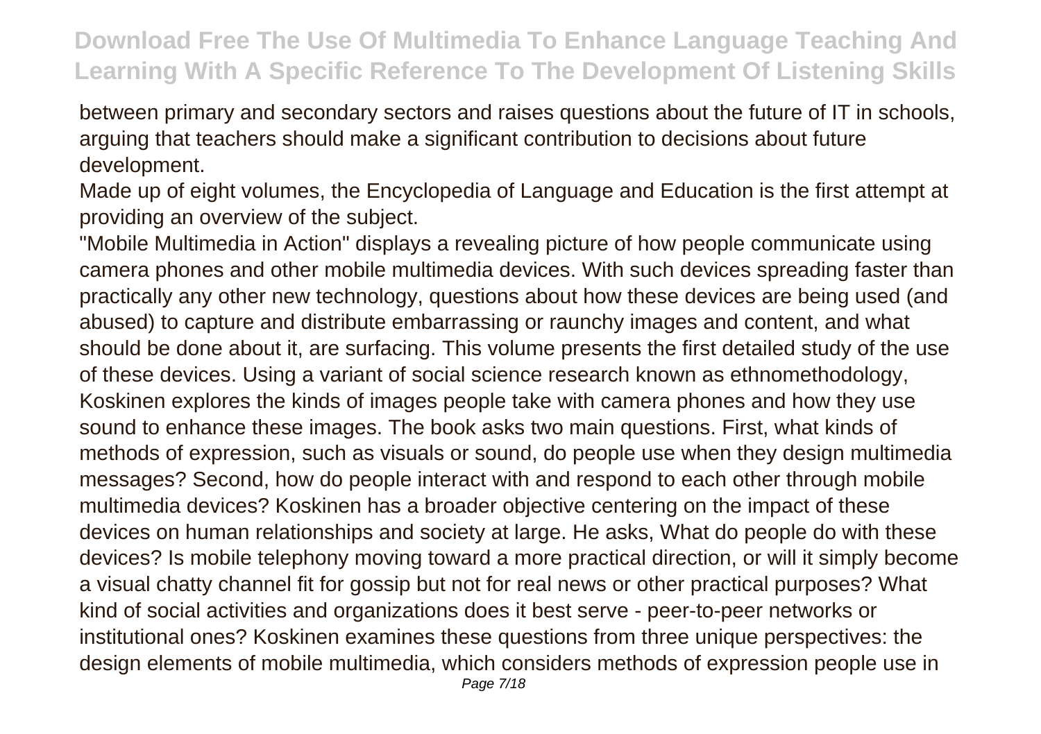between primary and secondary sectors and raises questions about the future of IT in schools, arguing that teachers should make a significant contribution to decisions about future development.

Made up of eight volumes, the Encyclopedia of Language and Education is the first attempt at providing an overview of the subject.

"Mobile Multimedia in Action" displays a revealing picture of how people communicate using camera phones and other mobile multimedia devices. With such devices spreading faster than practically any other new technology, questions about how these devices are being used (and abused) to capture and distribute embarrassing or raunchy images and content, and what should be done about it, are surfacing. This volume presents the first detailed study of the use of these devices. Using a variant of social science research known as ethnomethodology, Koskinen explores the kinds of images people take with camera phones and how they use sound to enhance these images. The book asks two main questions. First, what kinds of methods of expression, such as visuals or sound, do people use when they design multimedia messages? Second, how do people interact with and respond to each other through mobile multimedia devices? Koskinen has a broader objective centering on the impact of these devices on human relationships and society at large. He asks, What do people do with these devices? Is mobile telephony moving toward a more practical direction, or will it simply become a visual chatty channel fit for gossip but not for real news or other practical purposes? What kind of social activities and organizations does it best serve - peer-to-peer networks or institutional ones? Koskinen examines these questions from three unique perspectives: the design elements of mobile multimedia, which considers methods of expression people use in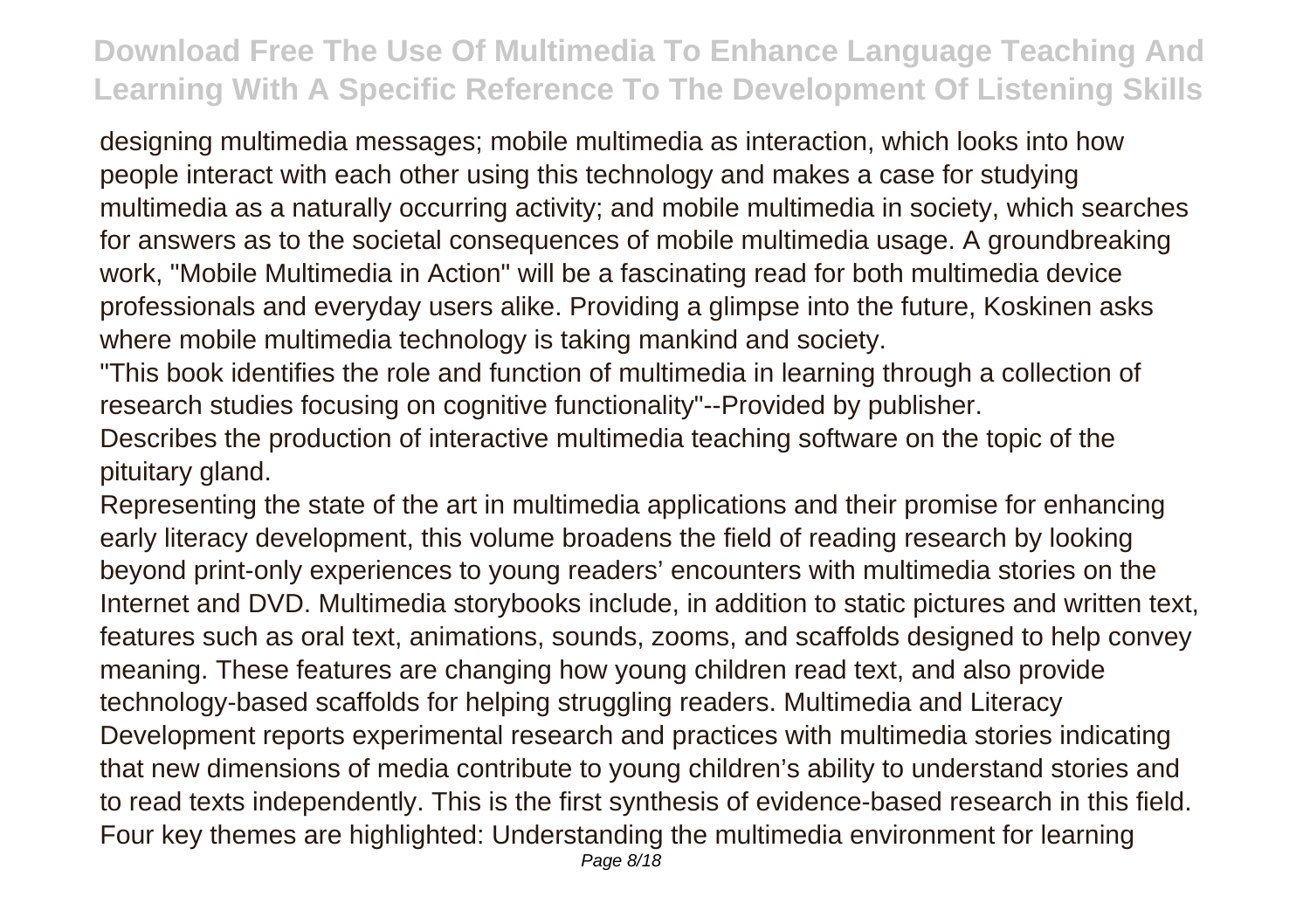designing multimedia messages; mobile multimedia as interaction, which looks into how people interact with each other using this technology and makes a case for studying multimedia as a naturally occurring activity; and mobile multimedia in society, which searches for answers as to the societal consequences of mobile multimedia usage. A groundbreaking work, "Mobile Multimedia in Action" will be a fascinating read for both multimedia device professionals and everyday users alike. Providing a glimpse into the future, Koskinen asks where mobile multimedia technology is taking mankind and society.

"This book identifies the role and function of multimedia in learning through a collection of research studies focusing on cognitive functionality"--Provided by publisher.

Describes the production of interactive multimedia teaching software on the topic of the pituitary gland.

Representing the state of the art in multimedia applications and their promise for enhancing early literacy development, this volume broadens the field of reading research by looking beyond print-only experiences to young readers' encounters with multimedia stories on the Internet and DVD. Multimedia storybooks include, in addition to static pictures and written text, features such as oral text, animations, sounds, zooms, and scaffolds designed to help convey meaning. These features are changing how young children read text, and also provide technology-based scaffolds for helping struggling readers. Multimedia and Literacy Development reports experimental research and practices with multimedia stories indicating that new dimensions of media contribute to young children's ability to understand stories and to read texts independently. This is the first synthesis of evidence-based research in this field. Four key themes are highlighted: Understanding the multimedia environment for learning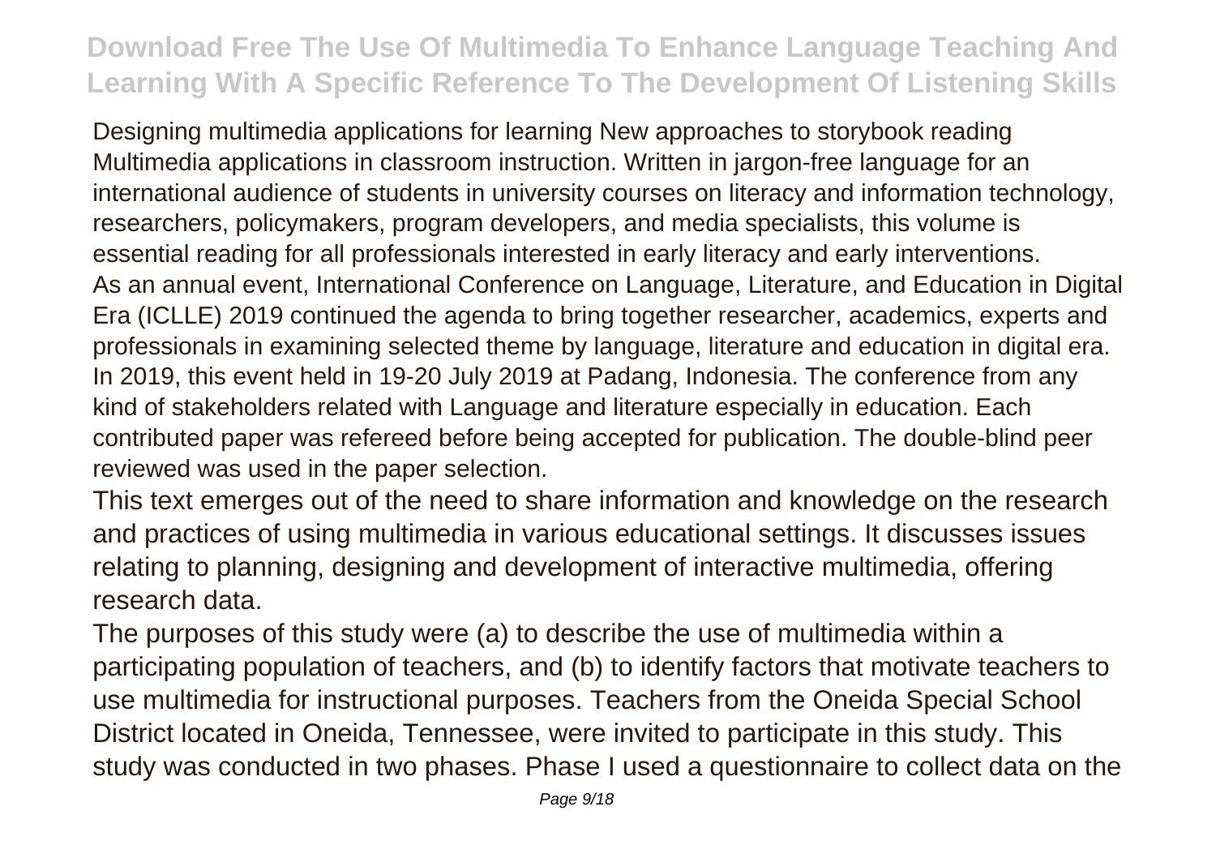Designing multimedia applications for learning New approaches to storybook reading Multimedia applications in classroom instruction. Written in jargon-free language for an international audience of students in university courses on literacy and information technology, researchers, policymakers, program developers, and media specialists, this volume is essential reading for all professionals interested in early literacy and early interventions.

As an annual event, International Conference on Language, Literature, and Education in Digital Era (ICLLE) 2019 continued the agenda to bring together researcher, academics, experts and professionals in examining selected theme by language, literature and education in digital era. In 2019, this event held in 19-20 July 2019 at Padang, Indonesia. The conference from any kind of stakeholders related with Language and literature especially in education. Each contributed paper was refereed before being accepted for publication. The double-blind peer reviewed was used in the paper selection.

This text emerges out of the need to share information and knowledge on the research and practices of using multimedia in various educational settings. It discusses issues relating to planning, designing and development of interactive multimedia, offering research data.

The purposes of this study were (a) to describe the use of multimedia within a participating population of teachers, and (b) to identify factors that motivate teachers to use multimedia for instructional purposes. Teachers from the Oneida Special School District located in Oneida, Tennessee, were invited to participate in this study. This study was conducted in two phases. Phase I used a questionnaire to collect data on the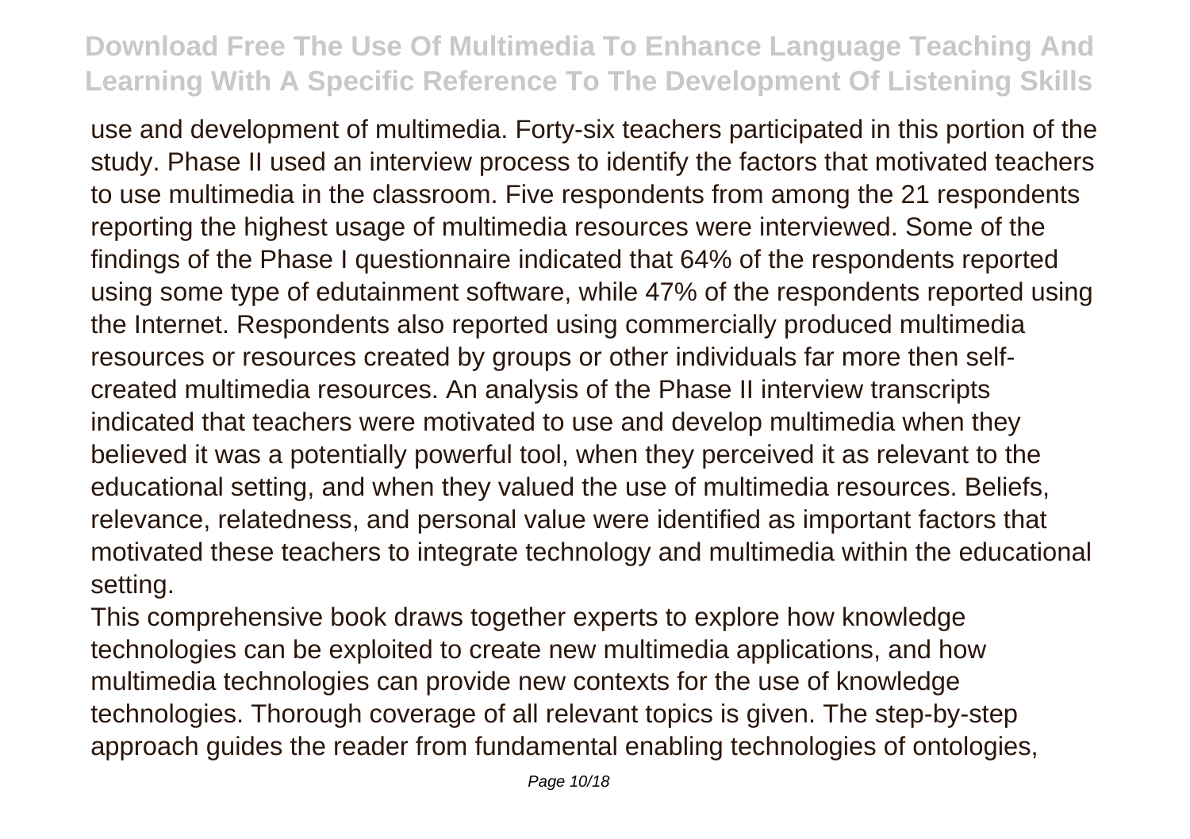use and development of multimedia. Forty-six teachers participated in this portion of the study. Phase II used an interview process to identify the factors that motivated teachers to use multimedia in the classroom. Five respondents from among the 21 respondents reporting the highest usage of multimedia resources were interviewed. Some of the findings of the Phase I questionnaire indicated that 64% of the respondents reported using some type of edutainment software, while 47% of the respondents reported using the Internet. Respondents also reported using commercially produced multimedia resources or resources created by groups or other individuals far more then self-created multimedia resources. An analysis of the Phase II interview transcripts indicated that teachers were motivated to use and develop multimedia when they believed it was a potentially powerful tool, when they perceived it as relevant to the educational setting, and when they valued the use of multimedia resources. Beliefs, relevance, relatedness, and personal value were identified as important factors that motivated these teachers to integrate technology and multimedia within the educational setting.

This comprehensive book draws together experts to explore how knowledge technologies can be exploited to create new multimedia applications, and how multimedia technologies can provide new contexts for the use of knowledge technologies. Thorough coverage of all relevant topics is given. The step-by-step approach guides the reader from fundamental enabling technologies of ontologies,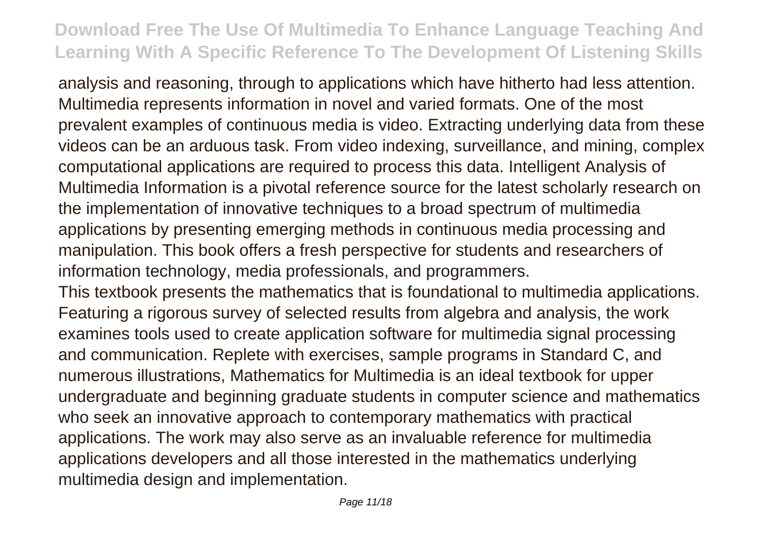analysis and reasoning, through to applications which have hitherto had less attention. Multimedia represents information in novel and varied formats. One of the most prevalent examples of continuous media is video. Extracting underlying data from these videos can be an arduous task. From video indexing, surveillance, and mining, complex computational applications are required to process this data. Intelligent Analysis of Multimedia Information is a pivotal reference source for the latest scholarly research on the implementation of innovative techniques to a broad spectrum of multimedia applications by presenting emerging methods in continuous media processing and manipulation. This book offers a fresh perspective for students and researchers of information technology, media professionals, and programmers.

This textbook presents the mathematics that is foundational to multimedia applications. Featuring a rigorous survey of selected results from algebra and analysis, the work examines tools used to create application software for multimedia signal processing and communication. Replete with exercises, sample programs in Standard C, and numerous illustrations, Mathematics for Multimedia is an ideal textbook for upper undergraduate and beginning graduate students in computer science and mathematics who seek an innovative approach to contemporary mathematics with practical applications. The work may also serve as an invaluable reference for multimedia applications developers and all those interested in the mathematics underlying multimedia design and implementation.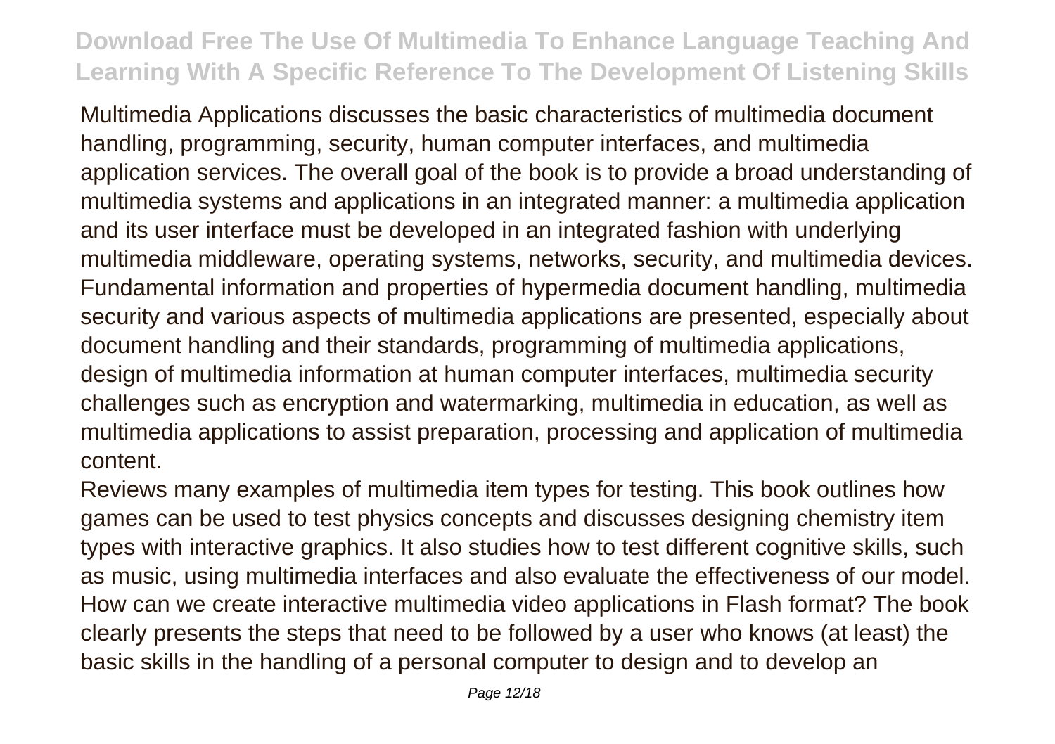Multimedia Applications discusses the basic characteristics of multimedia document handling, programming, security, human computer interfaces, and multimedia application services. The overall goal of the book is to provide a broad understanding of multimedia systems and applications in an integrated manner: a multimedia application and its user interface must be developed in an integrated fashion with underlying multimedia middleware, operating systems, networks, security, and multimedia devices. Fundamental information and properties of hypermedia document handling, multimedia security and various aspects of multimedia applications are presented, especially about document handling and their standards, programming of multimedia applications, design of multimedia information at human computer interfaces, multimedia security challenges such as encryption and watermarking, multimedia in education, as well as multimedia applications to assist preparation, processing and application of multimedia content.

Reviews many examples of multimedia item types for testing. This book outlines how games can be used to test physics concepts and discusses designing chemistry item types with interactive graphics. It also studies how to test different cognitive skills, such as music, using multimedia interfaces and also evaluate the effectiveness of our model. How can we create interactive multimedia video applications in Flash format? The book clearly presents the steps that need to be followed by a user who knows (at least) the basic skills in the handling of a personal computer to design and to develop an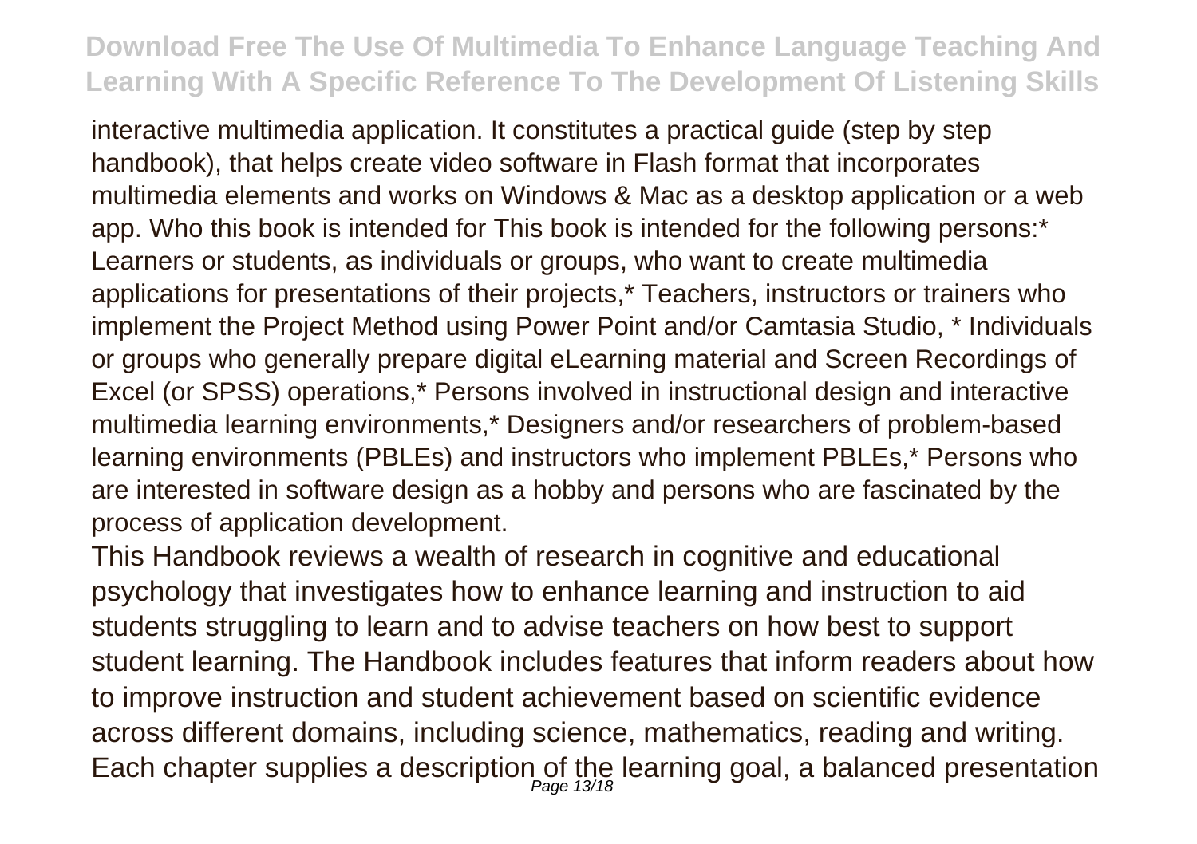interactive multimedia application. It constitutes a practical guide (step by step handbook), that helps create video software in Flash format that incorporates multimedia elements and works on Windows & Mac as a desktop application or a web app. Who this book is intended for This book is intended for the following persons:* Learners or students, as individuals or groups, who want to create multimedia applications for presentations of their projects,* Teachers, instructors or trainers who implement the Project Method using Power Point and/or Camtasia Studio, * Individuals or groups who generally prepare digital eLearning material and Screen Recordings of Excel (or SPSS) operations,* Persons involved in instructional design and interactive multimedia learning environments,* Designers and/or researchers of problem-based learning environments (PBLEs) and instructors who implement PBLEs,* Persons who are interested in software design as a hobby and persons who are fascinated by the process of application development.

This Handbook reviews a wealth of research in cognitive and educational psychology that investigates how to enhance learning and instruction to aid students struggling to learn and to advise teachers on how best to support student learning. The Handbook includes features that inform readers about how to improve instruction and student achievement based on scientific evidence across different domains, including science, mathematics, reading and writing. Each chapter supplies a description of the learning goal, a balanced presentation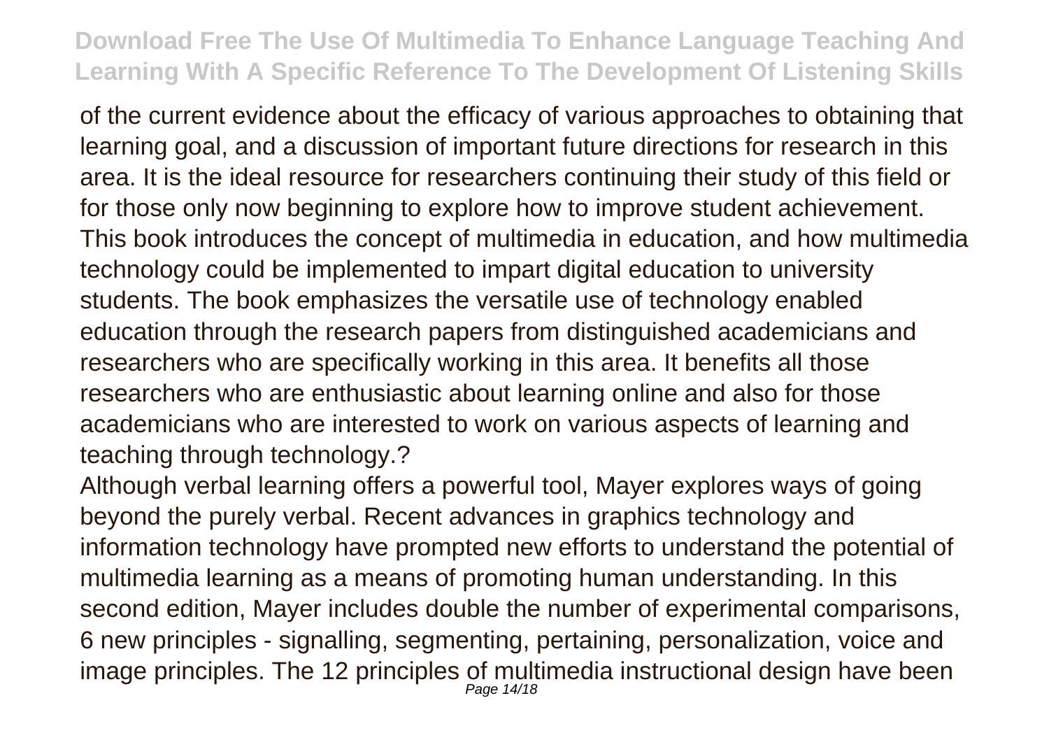of the current evidence about the efficacy of various approaches to obtaining that learning goal, and a discussion of important future directions for research in this area. It is the ideal resource for researchers continuing their study of this field or for those only now beginning to explore how to improve student achievement.

This book introduces the concept of multimedia in education, and how multimedia technology could be implemented to impart digital education to university students. The book emphasizes the versatile use of technology enabled education through the research papers from distinguished academicians and researchers who are specifically working in this area. It benefits all those researchers who are enthusiastic about learning online and also for those academicians who are interested to work on various aspects of learning and teaching through technology.?

Although verbal learning offers a powerful tool, Mayer explores ways of going beyond the purely verbal. Recent advances in graphics technology and information technology have prompted new efforts to understand the potential of multimedia learning as a means of promoting human understanding. In this second edition, Mayer includes double the number of experimental comparisons, 6 new principles - signalling, segmenting, pertaining, personalization, voice and image principles. The 12 principles of multimedia instructional design have been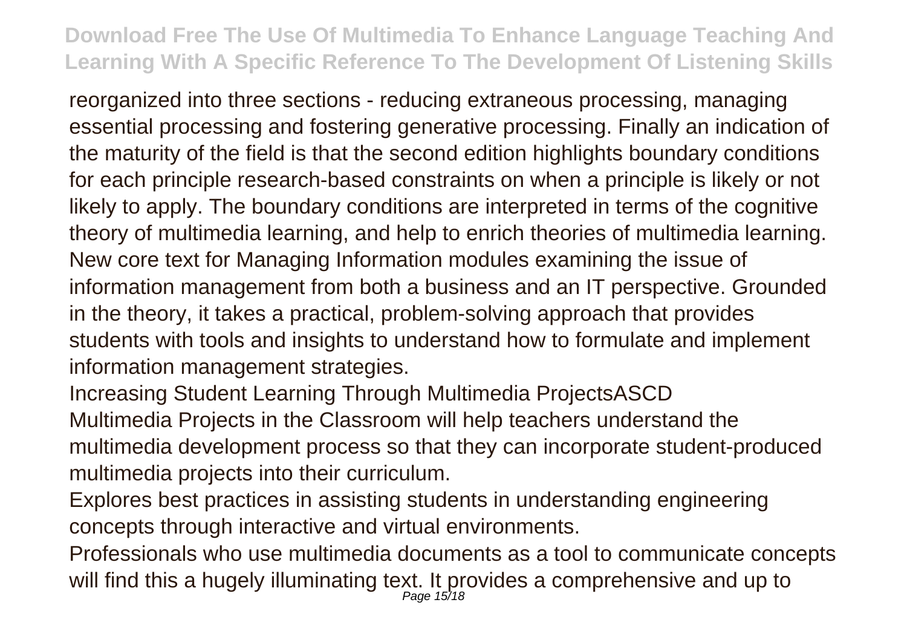reorganized into three sections - reducing extraneous processing, managing essential processing and fostering generative processing. Finally an indication of the maturity of the field is that the second edition highlights boundary conditions for each principle research-based constraints on when a principle is likely or not likely to apply. The boundary conditions are interpreted in terms of the cognitive theory of multimedia learning, and help to enrich theories of multimedia learning. New core text for Managing Information modules examining the issue of information management from both a business and an IT perspective. Grounded in the theory, it takes a practical, problem-solving approach that provides students with tools and insights to understand how to formulate and implement information management strategies.

Increasing Student Learning Through Multimedia ProjectsASCD

Multimedia Projects in the Classroom will help teachers understand the multimedia development process so that they can incorporate student-produced multimedia projects into their curriculum.

Explores best practices in assisting students in understanding engineering concepts through interactive and virtual environments.

Professionals who use multimedia documents as a tool to communicate concepts will find this a hugely illuminating text. It provides a comprehensive and up to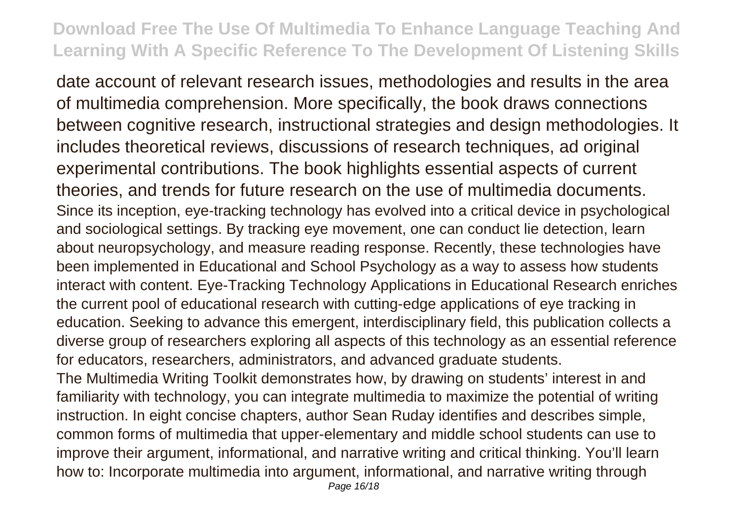date account of relevant research issues, methodologies and results in the area of multimedia comprehension. More specifically, the book draws connections between cognitive research, instructional strategies and design methodologies. It includes theoretical reviews, discussions of research techniques, ad original experimental contributions. The book highlights essential aspects of current theories, and trends for future research on the use of multimedia documents.

Since its inception, eye-tracking technology has evolved into a critical device in psychological and sociological settings. By tracking eye movement, one can conduct lie detection, learn about neuropsychology, and measure reading response. Recently, these technologies have been implemented in Educational and School Psychology as a way to assess how students interact with content. Eye-Tracking Technology Applications in Educational Research enriches the current pool of educational research with cutting-edge applications of eye tracking in education. Seeking to advance this emergent, interdisciplinary field, this publication collects a diverse group of researchers exploring all aspects of this technology as an essential reference for educators, researchers, administrators, and advanced graduate students.

The Multimedia Writing Toolkit demonstrates how, by drawing on students' interest in and familiarity with technology, you can integrate multimedia to maximize the potential of writing instruction. In eight concise chapters, author Sean Ruday identifies and describes simple, common forms of multimedia that upper-elementary and middle school students can use to improve their argument, informational, and narrative writing and critical thinking. You'll learn how to: Incorporate multimedia into argument, informational, and narrative writing through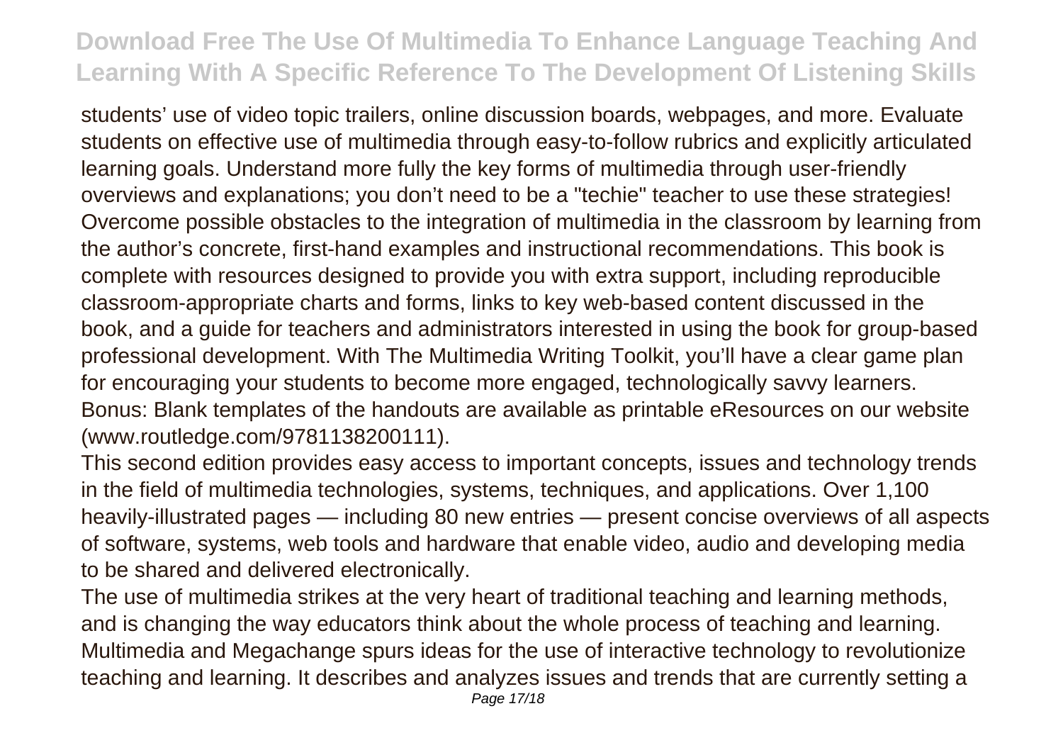students' use of video topic trailers, online discussion boards, webpages, and more. Evaluate students on effective use of multimedia through easy-to-follow rubrics and explicitly articulated learning goals. Understand more fully the key forms of multimedia through user-friendly overviews and explanations; you don't need to be a "techie" teacher to use these strategies! Overcome possible obstacles to the integration of multimedia in the classroom by learning from the author's concrete, first-hand examples and instructional recommendations. This book is complete with resources designed to provide you with extra support, including reproducible classroom-appropriate charts and forms, links to key web-based content discussed in the book, and a guide for teachers and administrators interested in using the book for group-based professional development. With The Multimedia Writing Toolkit, you'll have a clear game plan for encouraging your students to become more engaged, technologically savvy learners. Bonus: Blank templates of the handouts are available as printable eResources on our website (www.routledge.com/9781138200111).

This second edition provides easy access to important concepts, issues and technology trends in the field of multimedia technologies, systems, techniques, and applications. Over 1,100 heavily-illustrated pages — including 80 new entries — present concise overviews of all aspects of software, systems, web tools and hardware that enable video, audio and developing media to be shared and delivered electronically.

The use of multimedia strikes at the very heart of traditional teaching and learning methods, and is changing the way educators think about the whole process of teaching and learning. Multimedia and Megachange spurs ideas for the use of interactive technology to revolutionize teaching and learning. It describes and analyzes issues and trends that are currently setting a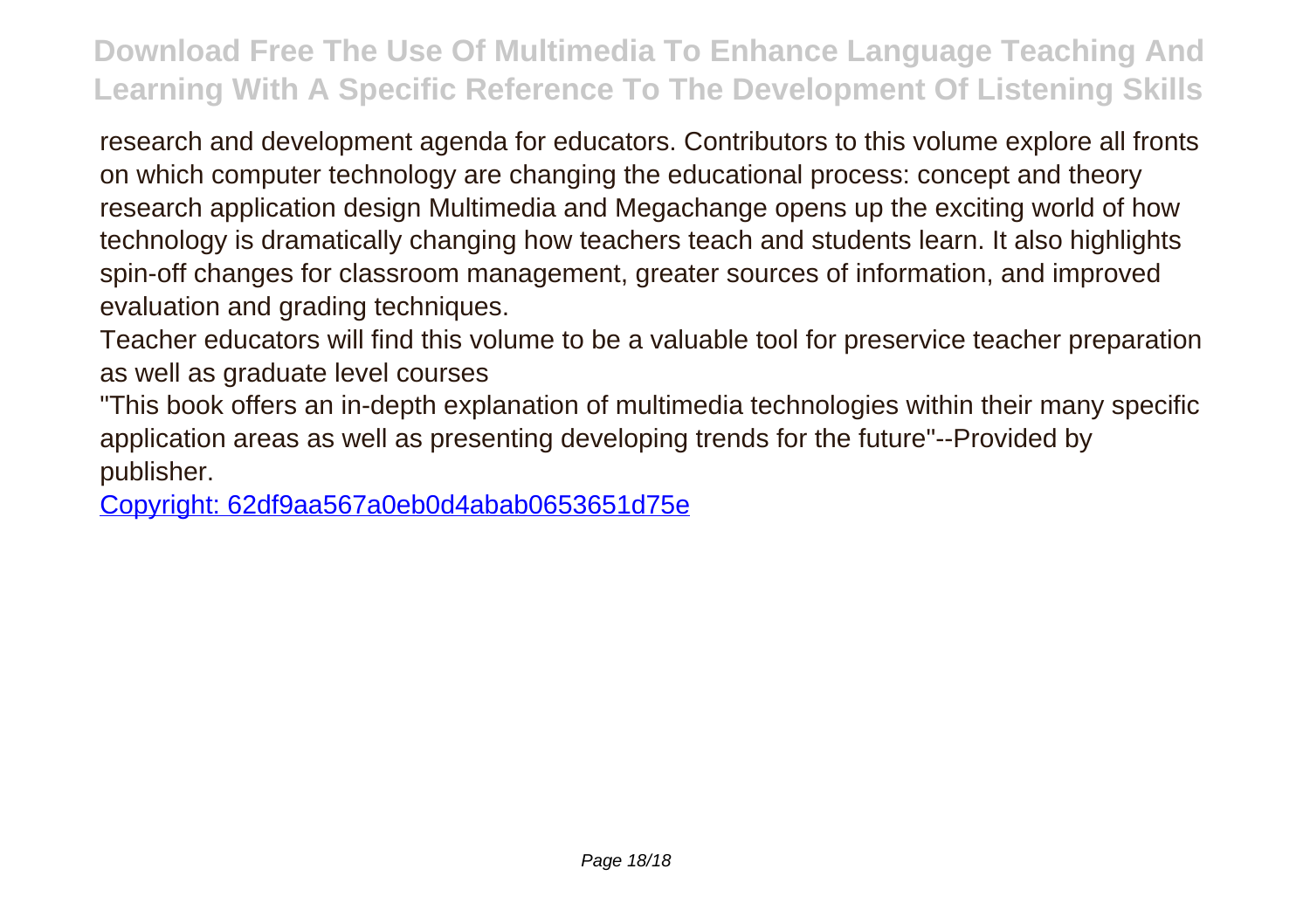research and development agenda for educators. Contributors to this volume explore all fronts on which computer technology are changing the educational process: concept and theory research application design Multimedia and Megachange opens up the exciting world of how technology is dramatically changing how teachers teach and students learn. It also highlights spin-off changes for classroom management, greater sources of information, and improved evaluation and grading techniques.

Teacher educators will find this volume to be a valuable tool for preservice teacher preparation as well as graduate level courses

"This book offers an in-depth explanation of multimedia technologies within their many specific application areas as well as presenting developing trends for the future"--Provided by publisher.

Copyright: 62df9aa567a0eb0d4abab0653651d75e